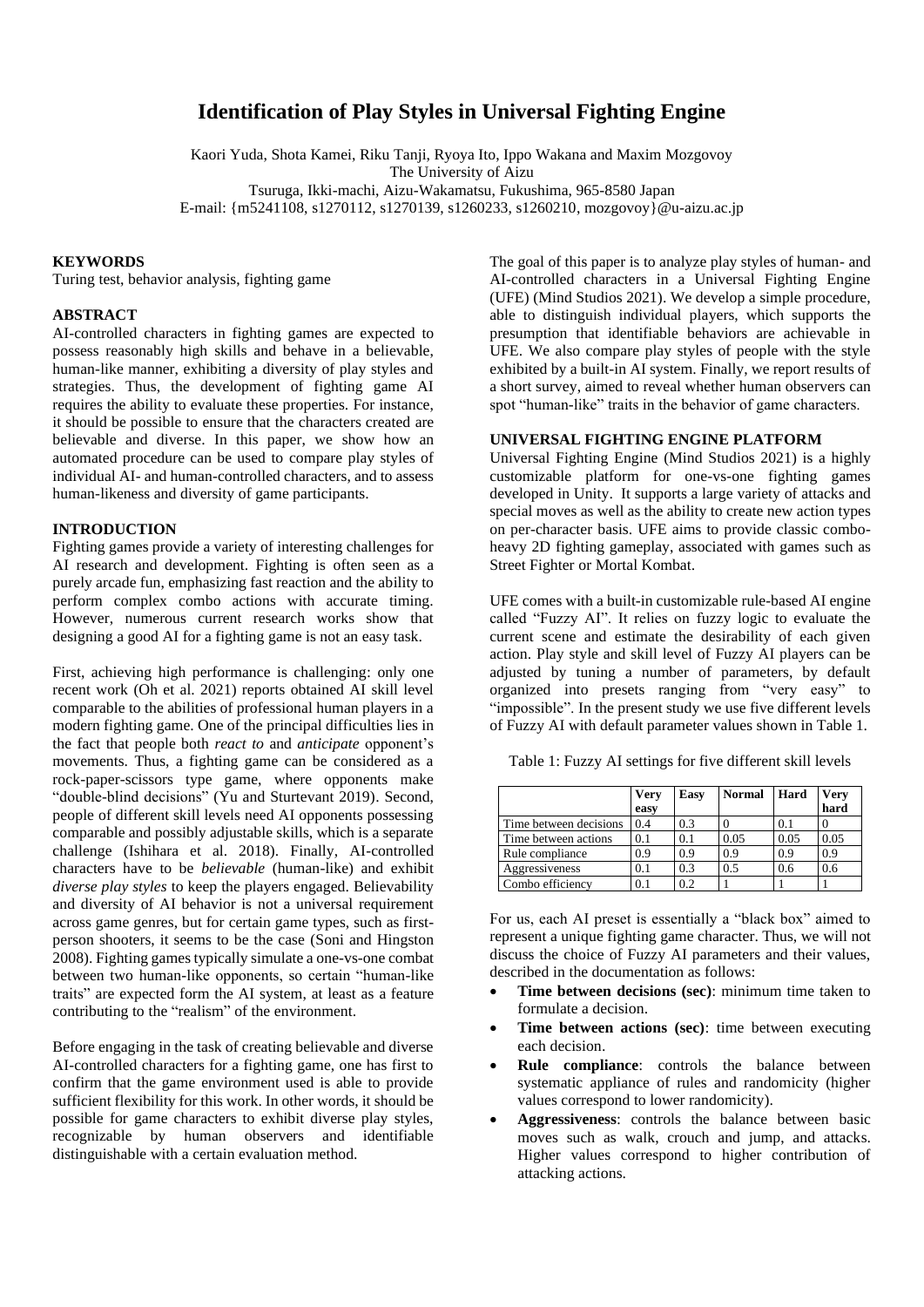# Identification of Play Styles in Universal Fighting Engine

Kaori Yuda, Shota Kamei, Riku Tanji, Ryoya Ito, Ippo Wakana and Maxim Mozgovoy
The University of Aizu
Tsuruga, Ikki-machi, Aizu-Wakamatsu, Fukushima, 965-8580 Japan
E-mail: {m5241108, s1270112, s1270139, s1260233, s1260210, mozgovoy}@u-aizu.ac.jp

## KEYWORDS

Turing test, behavior analysis, fighting game

## ABSTRACT

AI-controlled characters in fighting games are expected to possess reasonably high skills and behave in a believable, human-like manner, exhibiting a diversity of play styles and strategies. Thus, the development of fighting game AI requires the ability to evaluate these properties. For instance, it should be possible to ensure that the characters created are believable and diverse. In this paper, we show how an automated procedure can be used to compare play styles of individual AI- and human-controlled characters, and to assess human-likeness and diversity of game participants.

## INTRODUCTION

Fighting games provide a variety of interesting challenges for AI research and development. Fighting is often seen as a purely arcade fun, emphasizing fast reaction and the ability to perform complex combo actions with accurate timing. However, numerous current research works show that designing a good AI for a fighting game is not an easy task.

First, achieving high performance is challenging: only one recent work (Oh et al. 2021) reports obtained AI skill level comparable to the abilities of professional human players in a modern fighting game. One of the principal difficulties lies in the fact that people both *react to* and *anticipate* opponent's movements. Thus, a fighting game can be considered as a rock-paper-scissors type game, where opponents make "double-blind decisions" (Yu and Sturtevant 2019). Second, people of different skill levels need AI opponents possessing comparable and possibly adjustable skills, which is a separate challenge (Ishihara et al. 2018). Finally, AI-controlled characters have to be *believable* (human-like) and exhibit *diverse play styles* to keep the players engaged. Believability and diversity of AI behavior is not a universal requirement across game genres, but for certain game types, such as first-person shooters, it seems to be the case (Soni and Hingston 2008). Fighting games typically simulate a one-vs-one combat between two human-like opponents, so certain "human-like traits" are expected form the AI system, at least as a feature contributing to the "realism" of the environment.

Before engaging in the task of creating believable and diverse AI-controlled characters for a fighting game, one has first to confirm that the game environment used is able to provide sufficient flexibility for this work. In other words, it should be possible for game characters to exhibit diverse play styles, recognizable by human observers and identifiable distinguishable with a certain evaluation method.

The goal of this paper is to analyze play styles of human- and AI-controlled characters in a Universal Fighting Engine (UFE) (Mind Studios 2021). We develop a simple procedure, able to distinguish individual players, which supports the presumption that identifiable behaviors are achievable in UFE. We also compare play styles of people with the style exhibited by a built-in AI system. Finally, we report results of a short survey, aimed to reveal whether human observers can spot "human-like" traits in the behavior of game characters.

## UNIVERSAL FIGHTING ENGINE PLATFORM

Universal Fighting Engine (Mind Studios 2021) is a highly customizable platform for one-vs-one fighting games developed in Unity. It supports a large variety of attacks and special moves as well as the ability to create new action types on per-character basis. UFE aims to provide classic combo-heavy 2D fighting gameplay, associated with games such as Street Fighter or Mortal Kombat.

UFE comes with a built-in customizable rule-based AI engine called "Fuzzy AI". It relies on fuzzy logic to evaluate the current scene and estimate the desirability of each given action. Play style and skill level of Fuzzy AI players can be adjusted by tuning a number of parameters, by default organized into presets ranging from "very easy" to "impossible". In the present study we use five different levels of Fuzzy AI with default parameter values shown in Table 1.

Table 1: Fuzzy AI settings for five different skill levels

| | **Very easy** | **Easy** | **Normal** | **Hard** | **Very hard** |
|---|---|---|---|---|---|
| Time between decisions | 0.4 | 0.3 | 0 | 0.1 | 0 |
| Time between actions | 0.1 | 0.1 | 0.05 | 0.05 | 0.05 |
| Rule compliance | 0.9 | 0.9 | 0.9 | 0.9 | 0.9 |
| Aggressiveness | 0.1 | 0.3 | 0.5 | 0.6 | 0.6 |
| Combo efficiency | 0.1 | 0.2 | 1 | 1 | 1 |

For us, each AI preset is essentially a "black box" aimed to represent a unique fighting game character. Thus, we will not discuss the choice of Fuzzy AI parameters and their values, described in the documentation as follows:

- **Time between decisions (sec)**: minimum time taken to formulate a decision.
- **Time between actions (sec)**: time between executing each decision.
- **Rule compliance**: controls the balance between systematic appliance of rules and randomicity (higher values correspond to lower randomicity).
- **Aggressiveness**: controls the balance between basic moves such as walk, crouch and jump, and attacks. Higher values correspond to higher contribution of attacking actions.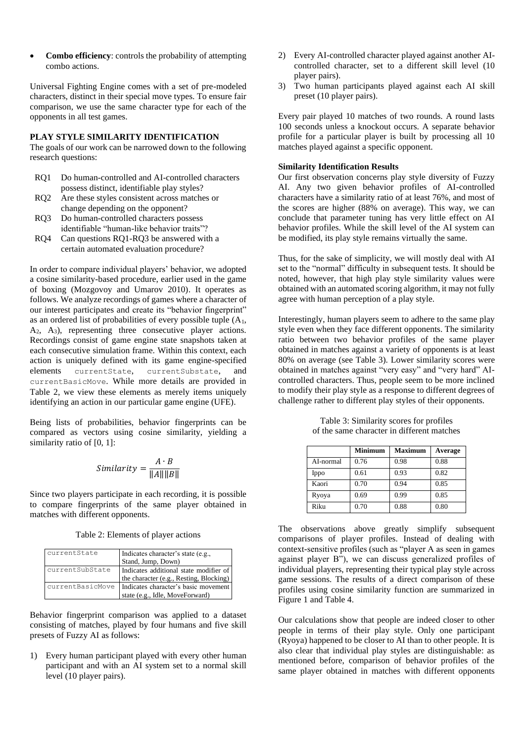- **Combo efficiency**: controls the probability of attempting combo actions.

Universal Fighting Engine comes with a set of pre-modeled characters, distinct in their special move types. To ensure fair comparison, we use the same character type for each of the opponents in all test games.

## PLAY STYLE SIMILARITY IDENTIFICATION

The goals of our work can be narrowed down to the following research questions:

- RQ1 Do human-controlled and AI-controlled characters possess distinct, identifiable play styles?
- RQ2 Are these styles consistent across matches or change depending on the opponent?
- RQ3 Do human-controlled characters possess identifiable "human-like behavior traits"?
- RQ4 Can questions RQ1-RQ3 be answered with a certain automated evaluation procedure?

In order to compare individual players' behavior, we adopted a cosine similarity-based procedure, earlier used in the game of boxing (Mozgovoy and Umarov 2010). It operates as follows. We analyze recordings of games where a character of our interest participates and create its "behavior fingerprint" as an ordered list of probabilities of every possible tuple ($A_1$, $A_2$, $A_3$), representing three consecutive player actions. Recordings consist of game engine state snapshots taken at each consecutive simulation frame. Within this context, each action is uniquely defined with its game engine-specified elements `currentState`, `currentSubstate`, and `currentBasicMove`. While more details are provided in Table 2, we view these elements as merely items uniquely identifying an action in our particular game engine (UFE).

Being lists of probabilities, behavior fingerprints can be compared as vectors using cosine similarity, yielding a similarity ratio of [0, 1]:

$$Similarity = \frac{A \cdot B}{\|A\|\|B\|}$$

Since two players participate in each recording, it is possible to compare fingerprints of the same player obtained in matches with different opponents.

Table 2: Elements of player actions

| | |
|---|---|
| `currentState` | Indicates character's state (e.g., Stand, Jump, Down) |
| `currentSubState` | Indicates additional state modifier of the character (e.g., Resting, Blocking) |
| `currentBasicMove` | Indicates character's basic movement state (e.g., Idle, MoveForward) |

Behavior fingerprint comparison was applied to a dataset consisting of matches, played by four humans and five skill presets of Fuzzy AI as follows:

1) Every human participant played with every other human participant and with an AI system set to a normal skill level (10 player pairs).
2) Every AI-controlled character played against another AI-controlled character, set to a different skill level (10 player pairs).
3) Two human participants played against each AI skill preset (10 player pairs).

Every pair played 10 matches of two rounds. A round lasts 100 seconds unless a knockout occurs. A separate behavior profile for a particular player is built by processing all 10 matches played against a specific opponent.

### Similarity Identification Results

Our first observation concerns play style diversity of Fuzzy AI. Any two given behavior profiles of AI-controlled characters have a similarity ratio of at least 76%, and most of the scores are higher (88% on average). This way, we can conclude that parameter tuning has very little effect on AI behavior profiles. While the skill level of the AI system can be modified, its play style remains virtually the same.

Thus, for the sake of simplicity, we will mostly deal with AI set to the "normal" difficulty in subsequent tests. It should be noted, however, that high play style similarity values were obtained with an automated scoring algorithm, it may not fully agree with human perception of a play style.

Interestingly, human players seem to adhere to the same play style even when they face different opponents. The similarity ratio between two behavior profiles of the same player obtained in matches against a variety of opponents is at least 80% on average (see Table 3). Lower similarity scores were obtained in matches against "very easy" and "very hard" AI-controlled characters. Thus, people seem to be more inclined to modify their play style as a response to different degrees of challenge rather to different play styles of their opponents.

Table 3: Similarity scores for profiles of the same character in different matches

| | Minimum | Maximum | Average |
|---|---|---|---|
| AI-normal | 0.76 | 0.98 | 0.88 |
| Ippo | 0.61 | 0.93 | 0.82 |
| Kaori | 0.70 | 0.94 | 0.85 |
| Ryoya | 0.69 | 0.99 | 0.85 |
| Riku | 0.70 | 0.88 | 0.80 |

The observations above greatly simplify subsequent comparisons of player profiles. Instead of dealing with context-sensitive profiles (such as "player A as seen in games against player B"), we can discuss generalized profiles of individual players, representing their typical play style across game sessions. The results of a direct comparison of these profiles using cosine similarity function are summarized in Figure 1 and Table 4.

Our calculations show that people are indeed closer to other people in terms of their play style. Only one participant (Ryoya) happened to be closer to AI than to other people. It is also clear that individual play styles are distinguishable: as mentioned before, comparison of behavior profiles of the same player obtained in matches with different opponents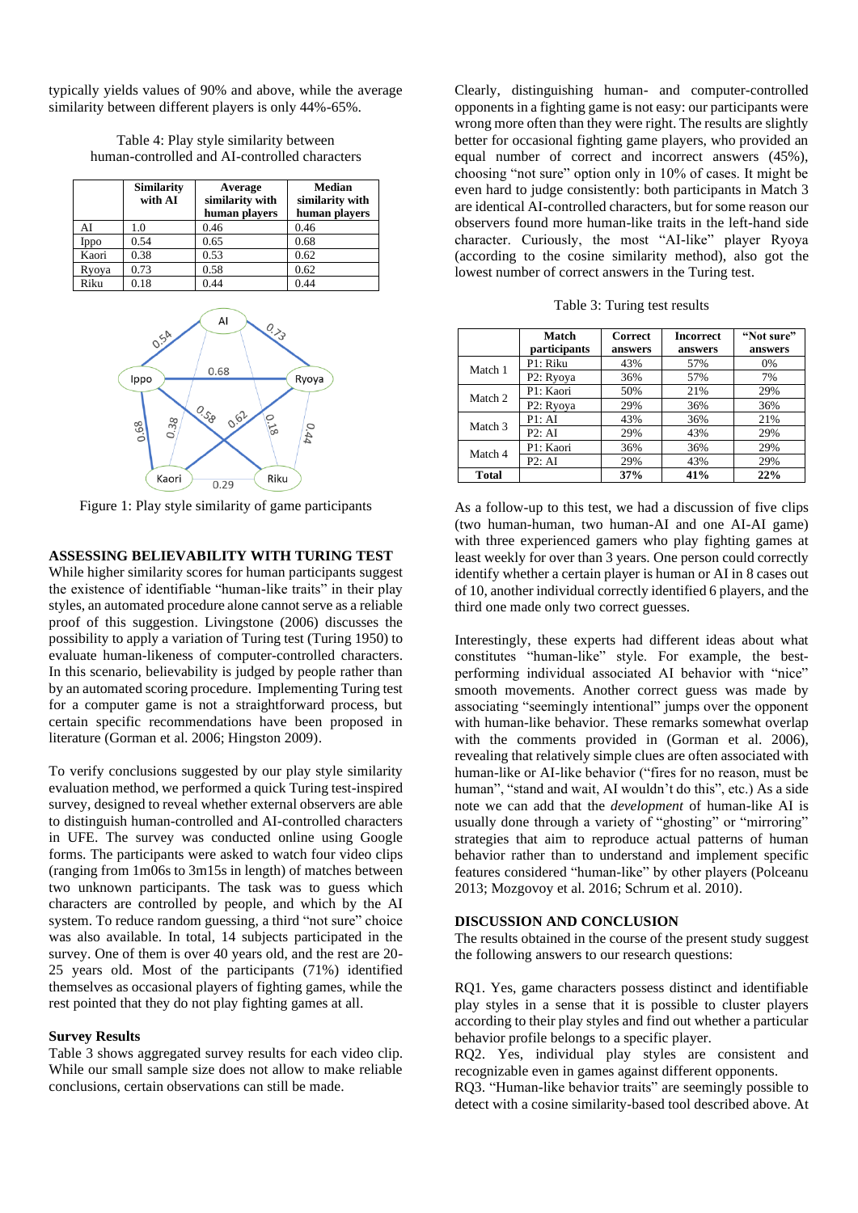typically yields values of 90% and above, while the average similarity between different players is only 44%-65%.

Table 4: Play style similarity between human-controlled and AI-controlled characters

| | Similarity with AI | Average similarity with human players | Median similarity with human players |
|---|---|---|---|
| AI | 1.0 | 0.46 | 0.46 |
| Ippo | 0.54 | 0.65 | 0.68 |
| Kaori | 0.38 | 0.53 | 0.62 |
| Ryoya | 0.73 | 0.58 | 0.62 |
| Riku | 0.18 | 0.44 | 0.44 |

Figure 1: Play style similarity of game participants

## ASSESSING BELIEVABILITY WITH TURING TEST

While higher similarity scores for human participants suggest the existence of identifiable "human-like traits" in their play styles, an automated procedure alone cannot serve as a reliable proof of this suggestion. Livingstone (2006) discusses the possibility to apply a variation of Turing test (Turing 1950) to evaluate human-likeness of computer-controlled characters. In this scenario, believability is judged by people rather than by an automated scoring procedure. Implementing Turing test for a computer game is not a straightforward process, but certain specific recommendations have been proposed in literature (Gorman et al. 2006; Hingston 2009).

To verify conclusions suggested by our play style similarity evaluation method, we performed a quick Turing test-inspired survey, designed to reveal whether external observers are able to distinguish human-controlled and AI-controlled characters in UFE. The survey was conducted online using Google forms. The participants were asked to watch four video clips (ranging from 1m06s to 3m15s in length) of matches between two unknown participants. The task was to guess which characters are controlled by people, and which by the AI system. To reduce random guessing, a third "not sure" choice was also available. In total, 14 subjects participated in the survey. One of them is over 40 years old, and the rest are 20-25 years old. Most of the participants (71%) identified themselves as occasional players of fighting games, while the rest pointed that they do not play fighting games at all.

### Survey Results

Table 3 shows aggregated survey results for each video clip. While our small sample size does not allow to make reliable conclusions, certain observations can still be made.

Clearly, distinguishing human- and computer-controlled opponents in a fighting game is not easy: our participants were wrong more often than they were right. The results are slightly better for occasional fighting game players, who provided an equal number of correct and incorrect answers (45%), choosing "not sure" option only in 10% of cases. It might be even hard to judge consistently: both participants in Match 3 are identical AI-controlled characters, but for some reason our observers found more human-like traits in the left-hand side character. Curiously, the most "AI-like" player Ryoya (according to the cosine similarity method), also got the lowest number of correct answers in the Turing test.

Table 3: Turing test results

| | Match participants | Correct answers | Incorrect answers | "Not sure" answers |
|---|---|---|---|---|
| Match 1 | P1: Riku | 43% | 57% | 0% |
| | P2: Ryoya | 36% | 57% | 7% |
| Match 2 | P1: Kaori | 50% | 21% | 29% |
| | P2: Ryoya | 29% | 36% | 36% |
| Match 3 | P1: AI | 43% | 36% | 21% |
| | P2: AI | 29% | 43% | 29% |
| Match 4 | P1: Kaori | 36% | 36% | 29% |
| | P2: AI | 29% | 43% | 29% |
| **Total** | | **37%** | **41%** | **22%** |

As a follow-up to this test, we had a discussion of five clips (two human-human, two human-AI and one AI-AI game) with three experienced gamers who play fighting games at least weekly for over than 3 years. One person could correctly identify whether a certain player is human or AI in 8 cases out of 10, another individual correctly identified 6 players, and the third one made only two correct guesses.

Interestingly, these experts had different ideas about what constitutes "human-like" style. For example, the best-performing individual associated AI behavior with "nice" smooth movements. Another correct guess was made by associating "seemingly intentional" jumps over the opponent with human-like behavior. These remarks somewhat overlap with the comments provided in (Gorman et al. 2006), revealing that relatively simple clues are often associated with human-like or AI-like behavior ("fires for no reason, must be human", "stand and wait, AI wouldn't do this", etc.) As a side note we can add that the *development* of human-like AI is usually done through a variety of "ghosting" or "mirroring" strategies that aim to reproduce actual patterns of human behavior rather than to understand and implement specific features considered "human-like" by other players (Polceanu 2013; Mozgovoy et al. 2016; Schrum et al. 2010).

## DISCUSSION AND CONCLUSION

The results obtained in the course of the present study suggest the following answers to our research questions:

RQ1. Yes, game characters possess distinct and identifiable play styles in a sense that it is possible to cluster players according to their play styles and find out whether a particular behavior profile belongs to a specific player.
RQ2. Yes, individual play styles are consistent and recognizable even in games against different opponents.
RQ3. "Human-like behavior traits" are seemingly possible to detect with a cosine similarity-based tool described above. At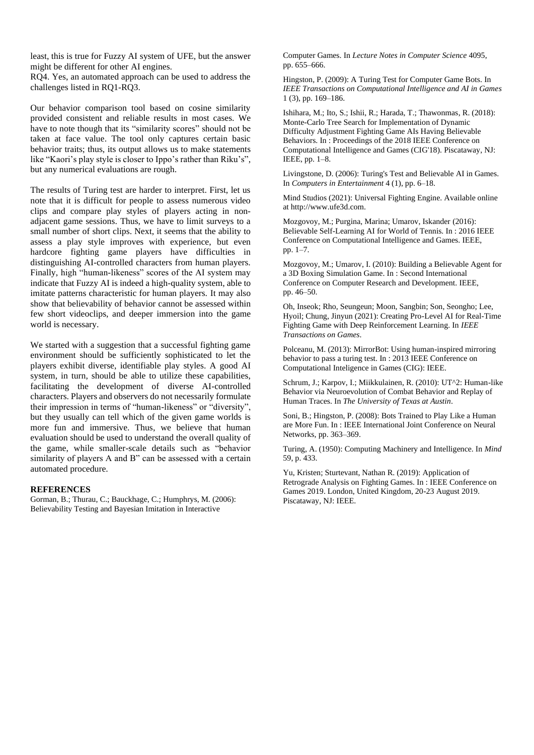least, this is true for Fuzzy AI system of UFE, but the answer might be different for other AI engines.

RQ4. Yes, an automated approach can be used to address the challenges listed in RQ1-RQ3.

Our behavior comparison tool based on cosine similarity provided consistent and reliable results in most cases. We have to note though that its "similarity scores" should not be taken at face value. The tool only captures certain basic behavior traits; thus, its output allows us to make statements like "Kaori's play style is closer to Ippo's rather than Riku's", but any numerical evaluations are rough.

The results of Turing test are harder to interpret. First, let us note that it is difficult for people to assess numerous video clips and compare play styles of players acting in non-adjacent game sessions. Thus, we have to limit surveys to a small number of short clips. Next, it seems that the ability to assess a play style improves with experience, but even hardcore fighting game players have difficulties in distinguishing AI-controlled characters from human players. Finally, high "human-likeness" scores of the AI system may indicate that Fuzzy AI is indeed a high-quality system, able to imitate patterns characteristic for human players. It may also show that believability of behavior cannot be assessed within few short videoclips, and deeper immersion into the game world is necessary.

We started with a suggestion that a successful fighting game environment should be sufficiently sophisticated to let the players exhibit diverse, identifiable play styles. A good AI system, in turn, should be able to utilize these capabilities, facilitating the development of diverse AI-controlled characters. Players and observers do not necessarily formulate their impression in terms of "human-likeness" or "diversity", but they usually can tell which of the given game worlds is more fun and immersive. Thus, we believe that human evaluation should be used to understand the overall quality of the game, while smaller-scale details such as "behavior similarity of players A and B" can be assessed with a certain automated procedure.

## REFERENCES

Gorman, B.; Thurau, C.; Bauckhage, C.; Humphrys, M. (2006): Believability Testing and Bayesian Imitation in Interactive Computer Games. In *Lecture Notes in Computer Science* 4095, pp. 655–666.

Hingston, P. (2009): A Turing Test for Computer Game Bots. In *IEEE Transactions on Computational Intelligence and AI in Games* 1 (3), pp. 169–186.

Ishihara, M.; Ito, S.; Ishii, R.; Harada, T.; Thawonmas, R. (2018): Monte-Carlo Tree Search for Implementation of Dynamic Difficulty Adjustment Fighting Game AIs Having Believable Behaviors. In : Proceedings of the 2018 IEEE Conference on Computational Intelligence and Games (CIG'18). Piscataway, NJ: IEEE, pp. 1–8.

Livingstone, D. (2006): Turing's Test and Believable AI in Games. In *Computers in Entertainment* 4 (1), pp. 6–18.

Mind Studios (2021): Universal Fighting Engine. Available online at http://www.ufe3d.com.

Mozgovoy, M.; Purgina, Marina; Umarov, Iskander (2016): Believable Self-Learning AI for World of Tennis. In : 2016 IEEE Conference on Computational Intelligence and Games. IEEE, pp. 1–7.

Mozgovoy, M.; Umarov, I. (2010): Building a Believable Agent for a 3D Boxing Simulation Game. In : Second International Conference on Computer Research and Development. IEEE, pp. 46–50.

Oh, Inseok; Rho, Seungeun; Moon, Sangbin; Son, Seongho; Lee, Hyoil; Chung, Jinyun (2021): Creating Pro-Level AI for Real-Time Fighting Game with Deep Reinforcement Learning. In *IEEE Transactions on Games*.

Polceanu, M. (2013): MirrorBot: Using human-inspired mirroring behavior to pass a turing test. In : 2013 IEEE Conference on Computational Inteligence in Games (CIG): IEEE.

Schrum, J.; Karpov, I.; Miikkulainen, R. (2010): UT^2: Human-like Behavior via Neuroevolution of Combat Behavior and Replay of Human Traces. In *The University of Texas at Austin*.

Soni, B.; Hingston, P. (2008): Bots Trained to Play Like a Human are More Fun. In : IEEE International Joint Conference on Neural Networks, pp. 363–369.

Turing, A. (1950): Computing Machinery and Intelligence. In *Mind* 59, p. 433.

Yu, Kristen; Sturtevant, Nathan R. (2019): Application of Retrograde Analysis on Fighting Games. In : IEEE Conference on Games 2019. London, United Kingdom, 20-23 August 2019. Piscataway, NJ: IEEE.